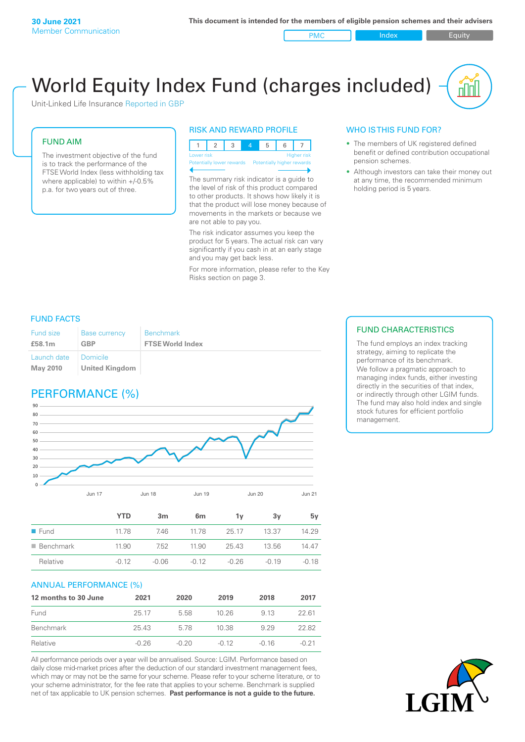**30 June 2021**
Member Communication

**This document is intended for the members of eligible pension schemes and their advisers**

PMC | Index | Equity

# World Equity Index Fund (charges included)

Unit-Linked Life Insurance Reported in GBP

## FUND AIM

The investment objective of the fund is to track the performance of the FTSE World Index (less withholding tax where applicable) to within +/-0.5% p.a. for two years out of three.

## RISK AND REWARD PROFILE

| 1 | 2 | 3 | **4** | 5 | 6 | 7 |
|---|---|---|---|---|---|---|

Lower risk — Potentially lower rewards | Higher risk — Potentially higher rewards

The summary risk indicator is a guide to the level of risk of this product compared to other products. It shows how likely it is that the product will lose money because of movements in the markets or because we are not able to pay you.

The risk indicator assumes you keep the product for 5 years. The actual risk can vary significantly if you cash in at an early stage and you may get back less.

For more information, please refer to the Key Risks section on page 3.

## WHO IS THIS FUND FOR?

- The members of UK registered defined benefit or defined contribution occupational pension schemes.
- Although investors can take their money out at any time, the recommended minimum holding period is 5 years.

## FUND FACTS

| Fund size | Base currency | Benchmark |
|---|---|---|
| **£58.1m** | **GBP** | **FTSE World Index** |
| Launch date | Domicile | |
| **May 2010** | **United Kingdom** | |

## FUND CHARACTERISTICS

The fund employs an index tracking strategy, aiming to replicate the performance of its benchmark. We follow a pragmatic approach to managing index funds, either investing directly in the securities of that index, or indirectly through other LGIM funds. The fund may also hold index and single stock futures for efficient portfolio management.

## PERFORMANCE (%)

| | YTD | 3m | 6m | 1y | 3y | 5y |
|---|---|---|---|---|---|---|
| Fund | 11.78 | 7.46 | 11.78 | 25.17 | 13.37 | 14.29 |
| Benchmark | 11.90 | 7.52 | 11.90 | 25.43 | 13.56 | 14.47 |
| Relative | -0.12 | -0.06 | -0.12 | -0.26 | -0.19 | -0.18 |

## ANNUAL PERFORMANCE (%)

| 12 months to 30 June | 2021 | 2020 | 2019 | 2018 | 2017 |
|---|---|---|---|---|---|
| Fund | 25.17 | 5.58 | 10.26 | 9.13 | 22.61 |
| Benchmark | 25.43 | 5.78 | 10.38 | 9.29 | 22.82 |
| Relative | -0.26 | -0.20 | -0.12 | -0.16 | -0.21 |

All performance periods over a year will be annualised. Source: LGIM. Performance based on daily close mid-market prices after the deduction of our standard investment management fees, which may or may not be the same for your scheme. Please refer to your scheme literature, or to your scheme administrator, for the fee rate that applies to your scheme. Benchmark is supplied net of tax applicable to UK pension schemes. **Past performance is not a guide to the future.**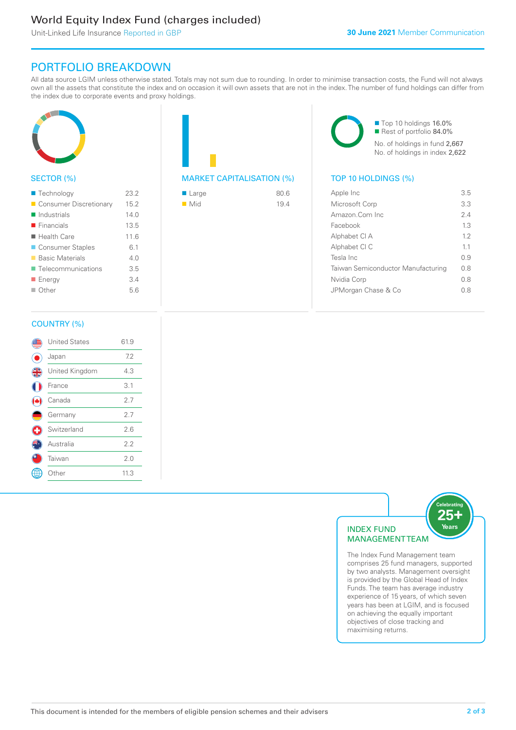# World Equity Index Fund (charges included)

Unit-Linked Life Insurance Reported in GBP

**30 June 2021** Member Communication

## PORTFOLIO BREAKDOWN

All data source LGIM unless otherwise stated. Totals may not sum due to rounding. In order to minimise transaction costs, the Fund will not always own all the assets that constitute the index and on occasion it will own assets that are not in the index. The number of fund holdings can differ from the index due to corporate events and proxy holdings.

### SECTOR (%)

| Sector | % |
|---|---|
| Technology | 23.2 |
| Consumer Discretionary | 15.2 |
| Industrials | 14.0 |
| Financials | 13.5 |
| Health Care | 11.6 |
| Consumer Staples | 6.1 |
| Basic Materials | 4.0 |
| Telecommunications | 3.5 |
| Energy | 3.4 |
| Other | 5.6 |

### MARKET CAPITALISATION (%)

| Market Cap | % |
|---|---|
| Large | 80.6 |
| Mid | 19.4 |

- Top 10 holdings 16.0%
- Rest of portfolio 84.0%

No. of holdings in fund 2,667
No. of holdings in index 2,622

### TOP 10 HOLDINGS (%)

| Holding | % |
|---|---|
| Apple Inc | 3.5 |
| Microsoft Corp | 3.3 |
| Amazon.Com Inc | 2.4 |
| Facebook | 1.3 |
| Alphabet Cl A | 1.2 |
| Alphabet Cl C | 1.1 |
| Tesla Inc | 0.9 |
| Taiwan Semiconductor Manufacturing | 0.8 |
| Nvidia Corp | 0.8 |
| JPMorgan Chase & Co | 0.8 |

### COUNTRY (%)

| Country | % |
|---|---|
| United States | 61.9 |
| Japan | 7.2 |
| United Kingdom | 4.3 |
| France | 3.1 |
| Canada | 2.7 |
| Germany | 2.7 |
| Switzerland | 2.6 |
| Australia | 2.2 |
| Taiwan | 2.0 |
| Other | 11.3 |

### INDEX FUND MANAGEMENT TEAM

Celebrating 25+ Years

The Index Fund Management team comprises 25 fund managers, supported by two analysts. Management oversight is provided by the Global Head of Index Funds. The team has average industry experience of 15 years, of which seven years has been at LGIM, and is focused on achieving the equally important objectives of close tracking and maximising returns.

This document is intended for the members of eligible pension schemes and their advisers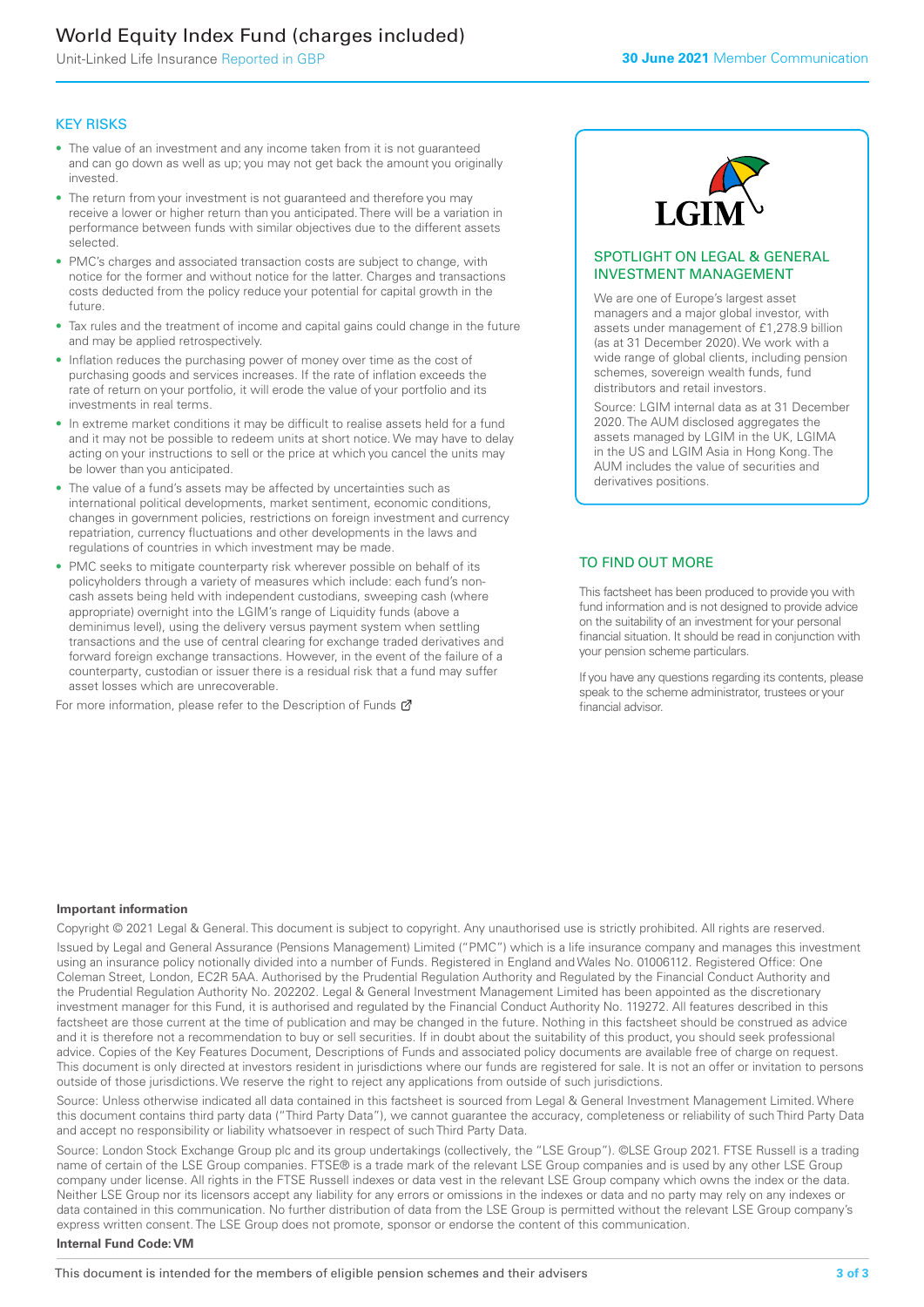# World Equity Index Fund (charges included)

Unit-Linked Life Insurance Reported in GBP

**30 June 2021** Member Communication

## KEY RISKS

- The value of an investment and any income taken from it is not guaranteed and can go down as well as up; you may not get back the amount you originally invested.
- The return from your investment is not guaranteed and therefore you may receive a lower or higher return than you anticipated. There will be a variation in performance between funds with similar objectives due to the different assets selected.
- PMC's charges and associated transaction costs are subject to change, with notice for the former and without notice for the latter. Charges and transactions costs deducted from the policy reduce your potential for capital growth in the future.
- Tax rules and the treatment of income and capital gains could change in the future and may be applied retrospectively.
- Inflation reduces the purchasing power of money over time as the cost of purchasing goods and services increases. If the rate of inflation exceeds the rate of return on your portfolio, it will erode the value of your portfolio and its investments in real terms.
- In extreme market conditions it may be difficult to realise assets held for a fund and it may not be possible to redeem units at short notice. We may have to delay acting on your instructions to sell or the price at which you cancel the units may be lower than you anticipated.
- The value of a fund's assets may be affected by uncertainties such as international political developments, market sentiment, economic conditions, changes in government policies, restrictions on foreign investment and currency repatriation, currency fluctuations and other developments in the laws and regulations of countries in which investment may be made.
- PMC seeks to mitigate counterparty risk wherever possible on behalf of its policyholders through a variety of measures which include: each fund's non-cash assets being held with independent custodians, sweeping cash (where appropriate) overnight into the LGIM's range of Liquidity funds (above a deminimus level), using the delivery versus payment system when settling transactions and the use of central clearing for exchange traded derivatives and forward foreign exchange transactions. However, in the event of the failure of a counterparty, custodian or issuer there is a residual risk that a fund may suffer asset losses which are unrecoverable.

For more information, please refer to the Description of Funds

## SPOTLIGHT ON LEGAL & GENERAL INVESTMENT MANAGEMENT

We are one of Europe's largest asset managers and a major global investor, with assets under management of £1,278.9 billion (as at 31 December 2020). We work with a wide range of global clients, including pension schemes, sovereign wealth funds, fund distributors and retail investors.

Source: LGIM internal data as at 31 December 2020. The AUM disclosed aggregates the assets managed by LGIM in the UK, LGIMA in the US and LGIM Asia in Hong Kong. The AUM includes the value of securities and derivatives positions.

## TO FIND OUT MORE

This factsheet has been produced to provide you with fund information and is not designed to provide advice on the suitability of an investment for your personal financial situation. It should be read in conjunction with your pension scheme particulars.

If you have any questions regarding its contents, please speak to the scheme administrator, trustees or your financial advisor.

**Important information**

Copyright © 2021 Legal & General. This document is subject to copyright. Any unauthorised use is strictly prohibited. All rights are reserved.

Issued by Legal and General Assurance (Pensions Management) Limited ("PMC") which is a life insurance company and manages this investment using an insurance policy notionally divided into a number of Funds. Registered in England and Wales No. 01006112. Registered Office: One Coleman Street, London, EC2R 5AA. Authorised by the Prudential Regulation Authority and Regulated by the Financial Conduct Authority and the Prudential Regulation Authority No. 202202. Legal & General Investment Management Limited has been appointed as the discretionary investment manager for this Fund, it is authorised and regulated by the Financial Conduct Authority No. 119272. All features described in this factsheet are those current at the time of publication and may be changed in the future. Nothing in this factsheet should be construed as advice and it is therefore not a recommendation to buy or sell securities. If in doubt about the suitability of this product, you should seek professional advice. Copies of the Key Features Document, Descriptions of Funds and associated policy documents are available free of charge on request. This document is only directed at investors resident in jurisdictions where our funds are registered for sale. It is not an offer or invitation to persons outside of those jurisdictions. We reserve the right to reject any applications from outside of such jurisdictions.

Source: Unless otherwise indicated all data contained in this factsheet is sourced from Legal & General Investment Management Limited. Where this document contains third party data ("Third Party Data"), we cannot guarantee the accuracy, completeness or reliability of such Third Party Data and accept no responsibility or liability whatsoever in respect of such Third Party Data.

Source: London Stock Exchange Group plc and its group undertakings (collectively, the "LSE Group"). ©LSE Group 2021. FTSE Russell is a trading name of certain of the LSE Group companies. FTSE® is a trade mark of the relevant LSE Group companies and is used by any other LSE Group company under license. All rights in the FTSE Russell indexes or data vest in the relevant LSE Group company which owns the index or the data. Neither LSE Group nor its licensors accept any liability for any errors or omissions in the indexes or data and no party may rely on any indexes or data contained in this communication. No further distribution of data from the LSE Group is permitted without the relevant LSE Group company's express written consent. The LSE Group does not promote, sponsor or endorse the content of this communication.

**Internal Fund Code: VM**

This document is intended for the members of eligible pension schemes and their advisers